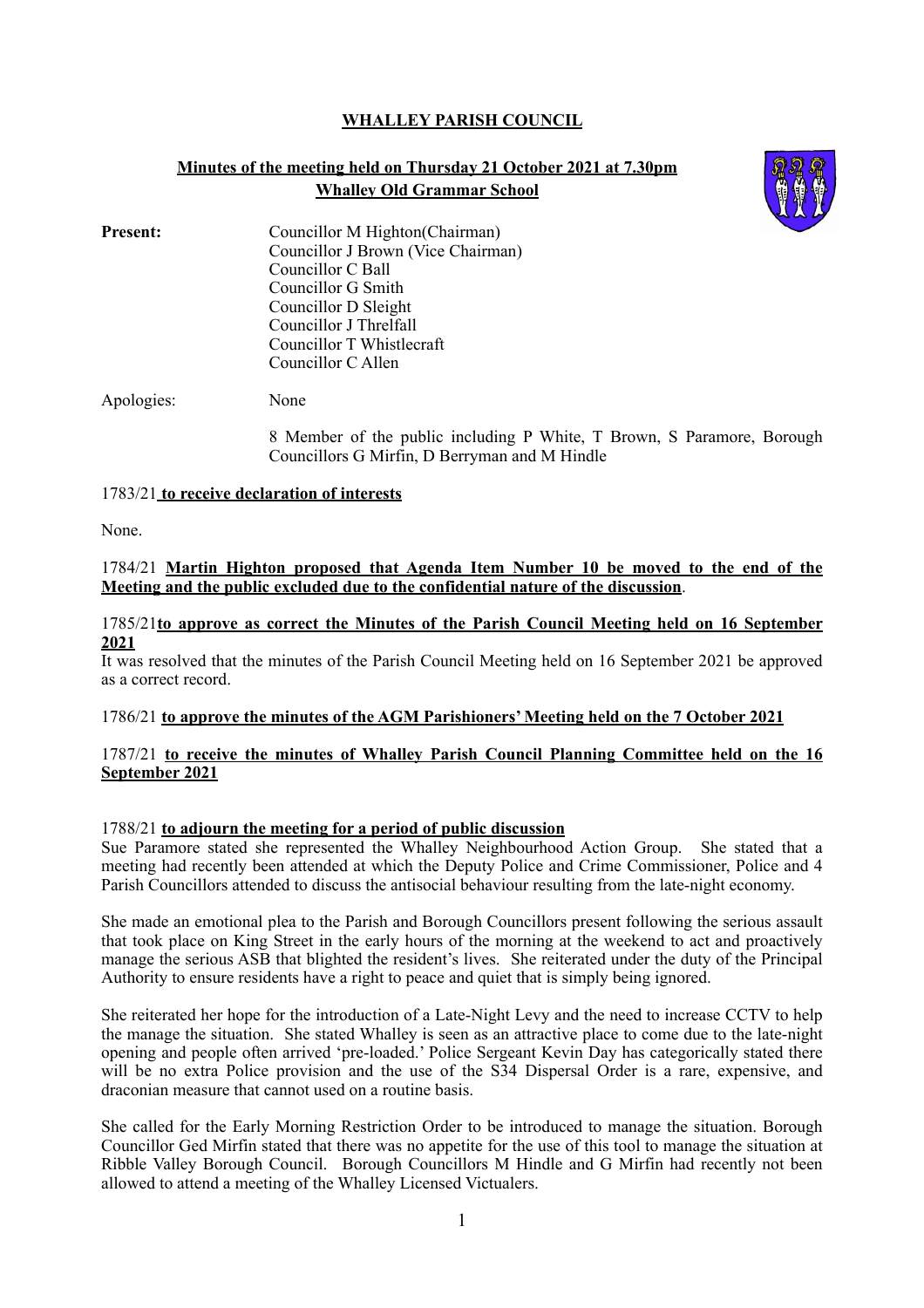# WHALLEY PARISH COUNCIL

## Minutes of the meeting held on Thursday 21 October 2021 at 7.30pm
## Whalley Old Grammar School

**Present:**
Councillor M Highton(Chairman)
Councillor J Brown (Vice Chairman)
Councillor C Ball
Councillor G Smith
Councillor D Sleight
Councillor J Threlfall
Councillor T Whistlecraft
Councillor C Allen

Apologies: None

8 Member of the public including P White, T Brown, S Paramore, Borough Councillors G Mirfin, D Berryman and M Hindle

1783/21 **to receive declaration of interests**

None.

1784/21 **Martin Highton proposed that Agenda Item Number 10 be moved to the end of the Meeting and the public excluded due to the confidential nature of the discussion**.

1785/21 **to approve as correct the Minutes of the Parish Council Meeting held on 16 September 2021**

It was resolved that the minutes of the Parish Council Meeting held on 16 September 2021 be approved as a correct record.

1786/21 **to approve the minutes of the AGM Parishioners' Meeting held on the 7 October 2021**

1787/21 **to receive the minutes of Whalley Parish Council Planning Committee held on the 16 September 2021**

1788/21 **to adjourn the meeting for a period of public discussion**

Sue Paramore stated she represented the Whalley Neighbourhood Action Group. She stated that a meeting had recently been attended at which the Deputy Police and Crime Commissioner, Police and 4 Parish Councillors attended to discuss the antisocial behaviour resulting from the late-night economy.

She made an emotional plea to the Parish and Borough Councillors present following the serious assault that took place on King Street in the early hours of the morning at the weekend to act and proactively manage the serious ASB that blighted the resident's lives. She reiterated under the duty of the Principal Authority to ensure residents have a right to peace and quiet that is simply being ignored.

She reiterated her hope for the introduction of a Late-Night Levy and the need to increase CCTV to help the manage the situation. She stated Whalley is seen as an attractive place to come due to the late-night opening and people often arrived 'pre-loaded.' Police Sergeant Kevin Day has categorically stated there will be no extra Police provision and the use of the S34 Dispersal Order is a rare, expensive, and draconian measure that cannot used on a routine basis.

She called for the Early Morning Restriction Order to be introduced to manage the situation. Borough Councillor Ged Mirfin stated that there was no appetite for the use of this tool to manage the situation at Ribble Valley Borough Council. Borough Councillors M Hindle and G Mirfin had recently not been allowed to attend a meeting of the Whalley Licensed Victualers.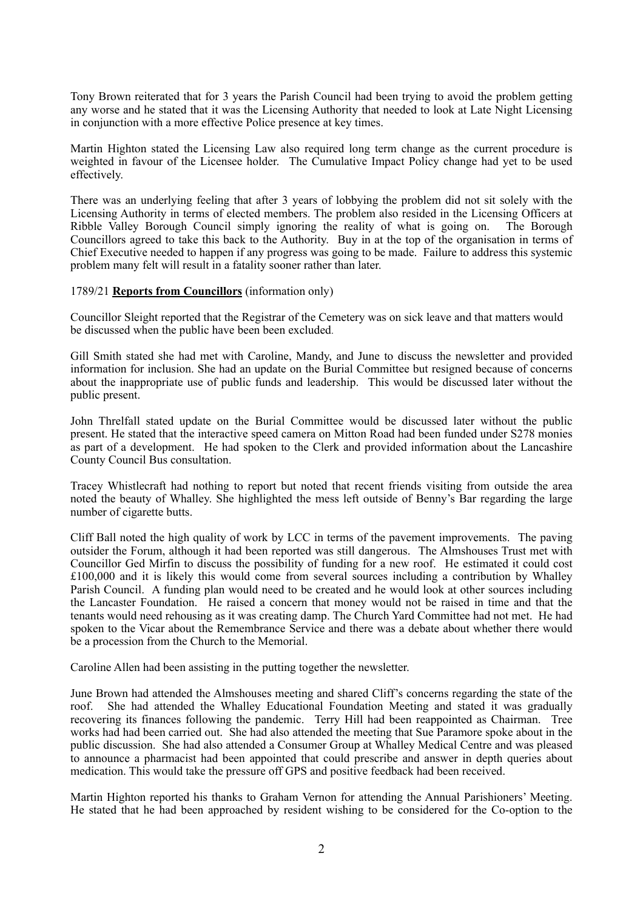Tony Brown reiterated that for 3 years the Parish Council had been trying to avoid the problem getting any worse and he stated that it was the Licensing Authority that needed to look at Late Night Licensing in conjunction with a more effective Police presence at key times.

Martin Highton stated the Licensing Law also required long term change as the current procedure is weighted in favour of the Licensee holder. The Cumulative Impact Policy change had yet to be used effectively.

There was an underlying feeling that after 3 years of lobbying the problem did not sit solely with the Licensing Authority in terms of elected members. The problem also resided in the Licensing Officers at Ribble Valley Borough Council simply ignoring the reality of what is going on. The Borough Councillors agreed to take this back to the Authority. Buy in at the top of the organisation in terms of Chief Executive needed to happen if any progress was going to be made. Failure to address this systemic problem many felt will result in a fatality sooner rather than later.

1789/21 **Reports from Councillors** (information only)

Councillor Sleight reported that the Registrar of the Cemetery was on sick leave and that matters would be discussed when the public have been been excluded.

Gill Smith stated she had met with Caroline, Mandy, and June to discuss the newsletter and provided information for inclusion. She had an update on the Burial Committee but resigned because of concerns about the inappropriate use of public funds and leadership. This would be discussed later without the public present.

John Threlfall stated update on the Burial Committee would be discussed later without the public present. He stated that the interactive speed camera on Mitton Road had been funded under S278 monies as part of a development. He had spoken to the Clerk and provided information about the Lancashire County Council Bus consultation.

Tracey Whistlecraft had nothing to report but noted that recent friends visiting from outside the area noted the beauty of Whalley. She highlighted the mess left outside of Benny's Bar regarding the large number of cigarette butts.

Cliff Ball noted the high quality of work by LCC in terms of the pavement improvements. The paving outsider the Forum, although it had been reported was still dangerous. The Almshouses Trust met with Councillor Ged Mirfin to discuss the possibility of funding for a new roof. He estimated it could cost £100,000 and it is likely this would come from several sources including a contribution by Whalley Parish Council. A funding plan would need to be created and he would look at other sources including the Lancaster Foundation. He raised a concern that money would not be raised in time and that the tenants would need rehousing as it was creating damp. The Church Yard Committee had not met. He had spoken to the Vicar about the Remembrance Service and there was a debate about whether there would be a procession from the Church to the Memorial.

Caroline Allen had been assisting in the putting together the newsletter.

June Brown had attended the Almshouses meeting and shared Cliff's concerns regarding the state of the roof. She had attended the Whalley Educational Foundation Meeting and stated it was gradually recovering its finances following the pandemic. Terry Hill had been reappointed as Chairman. Tree works had had been carried out. She had also attended the meeting that Sue Paramore spoke about in the public discussion. She had also attended a Consumer Group at Whalley Medical Centre and was pleased to announce a pharmacist had been appointed that could prescribe and answer in depth queries about medication. This would take the pressure off GPS and positive feedback had been received.

Martin Highton reported his thanks to Graham Vernon for attending the Annual Parishioners' Meeting. He stated that he had been approached by resident wishing to be considered for the Co-option to the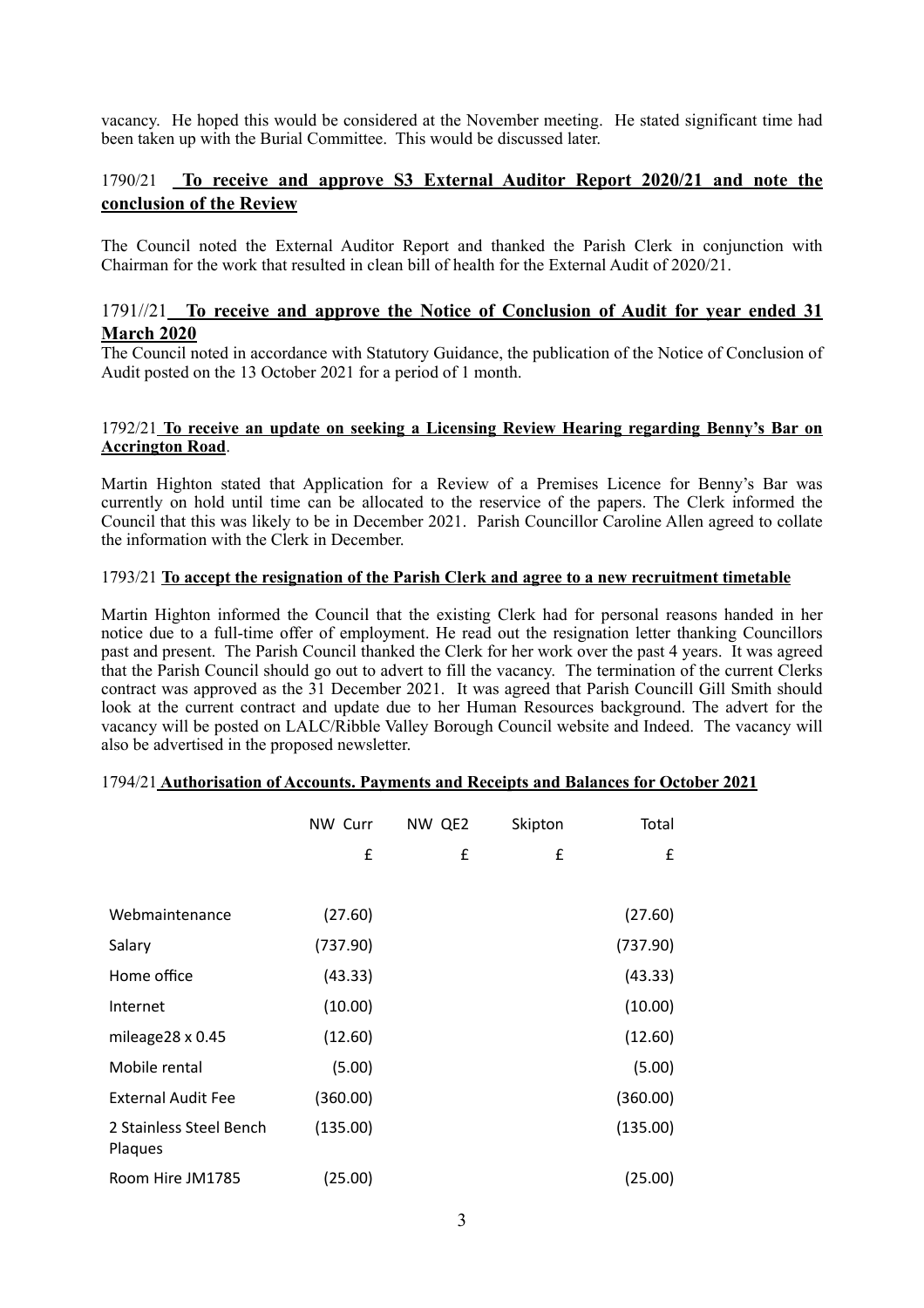vacancy. He hoped this would be considered at the November meeting. He stated significant time had been taken up with the Burial Committee. This would be discussed later.

1790/21 **To receive and approve S3 External Auditor Report 2020/21 and note the conclusion of the Review**

The Council noted the External Auditor Report and thanked the Parish Clerk in conjunction with Chairman for the work that resulted in clean bill of health for the External Audit of 2020/21.

1791//21 **To receive and approve the Notice of Conclusion of Audit for year ended 31 March 2020**

The Council noted in accordance with Statutory Guidance, the publication of the Notice of Conclusion of Audit posted on the 13 October 2021 for a period of 1 month.

1792/21 **To receive an update on seeking a Licensing Review Hearing regarding Benny's Bar on Accrington Road**.

Martin Highton stated that Application for a Review of a Premises Licence for Benny's Bar was currently on hold until time can be allocated to the reservice of the papers. The Clerk informed the Council that this was likely to be in December 2021. Parish Councillor Caroline Allen agreed to collate the information with the Clerk in December.

1793/21 **To accept the resignation of the Parish Clerk and agree to a new recruitment timetable**

Martin Highton informed the Council that the existing Clerk had for personal reasons handed in her notice due to a full-time offer of employment. He read out the resignation letter thanking Councillors past and present. The Parish Council thanked the Clerk for her work over the past 4 years. It was agreed that the Parish Council should go out to advert to fill the vacancy. The termination of the current Clerks contract was approved as the 31 December 2021. It was agreed that Parish Councill Gill Smith should look at the current contract and update due to her Human Resources background. The advert for the vacancy will be posted on LALC/Ribble Valley Borough Council website and Indeed. The vacancy will also be advertised in the proposed newsletter.

1794/21 **Authorisation of Accounts. Payments and Receipts and Balances for October 2021**

| | NW Curr | NW QE2 | Skipton | Total |
|---|---|---|---|---|
| | £ | £ | £ | £ |
| Webmaintenance | (27.60) | | | (27.60) |
| Salary | (737.90) | | | (737.90) |
| Home office | (43.33) | | | (43.33) |
| Internet | (10.00) | | | (10.00) |
| mileage28 x 0.45 | (12.60) | | | (12.60) |
| Mobile rental | (5.00) | | | (5.00) |
| External Audit Fee | (360.00) | | | (360.00) |
| 2 Stainless Steel Bench Plaques | (135.00) | | | (135.00) |
| Room Hire JM1785 | (25.00) | | | (25.00) |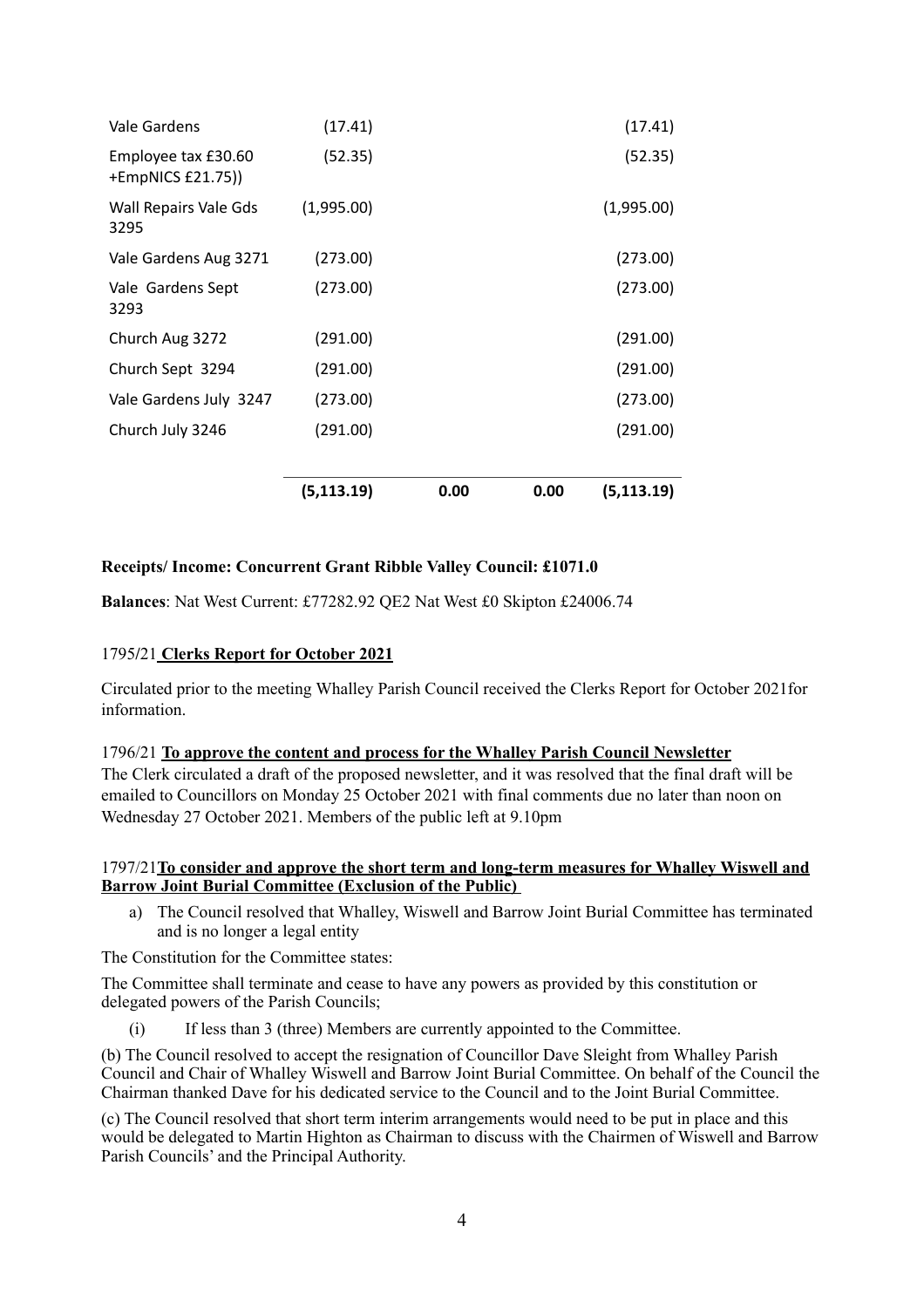| | | | | |
|---|---|---|---|---|
| Vale Gardens | (17.41) | | | (17.41) |
| Employee tax £30.60 +EmpNICS £21.75)) | (52.35) | | | (52.35) |
| Wall Repairs Vale Gds 3295 | (1,995.00) | | | (1,995.00) |
| Vale Gardens Aug 3271 | (273.00) | | | (273.00) |
| Vale Gardens Sept 3293 | (273.00) | | | (273.00) |
| Church Aug 3272 | (291.00) | | | (291.00) |
| Church Sept 3294 | (291.00) | | | (291.00) |
| Vale Gardens July 3247 | (273.00) | | | (273.00) |
| Church July 3246 | (291.00) | | | (291.00) |
| | **(5,113.19)** | **0.00** | **0.00** | **(5,113.19)** |

**Receipts/ Income: Concurrent Grant Ribble Valley Council: £1071.0**

**Balances**: Nat West Current: £77282.92 QE2 Nat West £0 Skipton £24006.74

1795/21 **Clerks Report for October 2021**

Circulated prior to the meeting Whalley Parish Council received the Clerks Report for October 2021for information.

1796/21 **To approve the content and process for the Whalley Parish Council Newsletter**

The Clerk circulated a draft of the proposed newsletter, and it was resolved that the final draft will be emailed to Councillors on Monday 25 October 2021 with final comments due no later than noon on Wednesday 27 October 2021. Members of the public left at 9.10pm

1797/21 **To consider and approve the short term and long-term measures for Whalley Wiswell and Barrow Joint Burial Committee (Exclusion of the Public)**

a) The Council resolved that Whalley, Wiswell and Barrow Joint Burial Committee has terminated and is no longer a legal entity

The Constitution for the Committee states:

The Committee shall terminate and cease to have any powers as provided by this constitution or delegated powers of the Parish Councils;

(i) If less than 3 (three) Members are currently appointed to the Committee.

(b) The Council resolved to accept the resignation of Councillor Dave Sleight from Whalley Parish Council and Chair of Whalley Wiswell and Barrow Joint Burial Committee. On behalf of the Council the Chairman thanked Dave for his dedicated service to the Council and to the Joint Burial Committee.

(c) The Council resolved that short term interim arrangements would need to be put in place and this would be delegated to Martin Highton as Chairman to discuss with the Chairmen of Wiswell and Barrow Parish Councils' and the Principal Authority.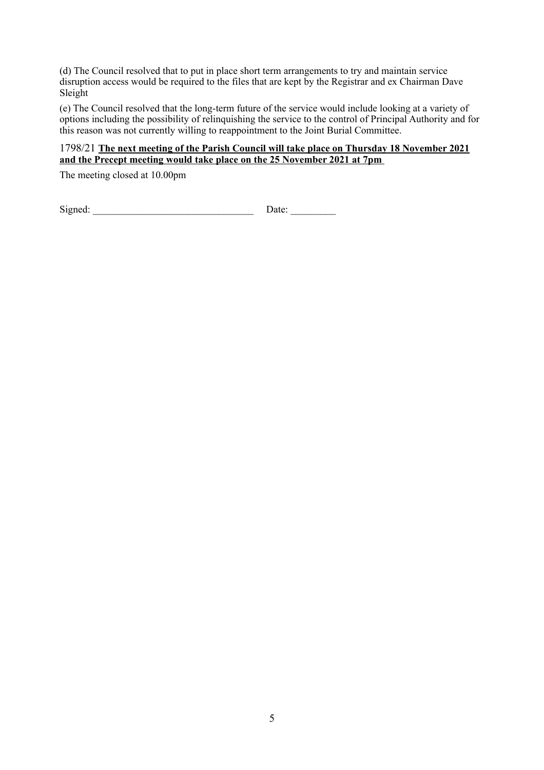(d) The Council resolved that to put in place short term arrangements to try and maintain service disruption access would be required to the files that are kept by the Registrar and ex Chairman Dave Sleight

(e) The Council resolved that the long-term future of the service would include looking at a variety of options including the possibility of relinquishing the service to the control of Principal Authority and for this reason was not currently willing to reappointment to the Joint Burial Committee.

1798/21 **<u>The next meeting of the Parish Council will take place on Thursday 18 November 2021 and the Precept meeting would take place on the 25 November 2021 at 7pm</u>**

The meeting closed at 10.00pm

Signed: _______________________________ Date: _________